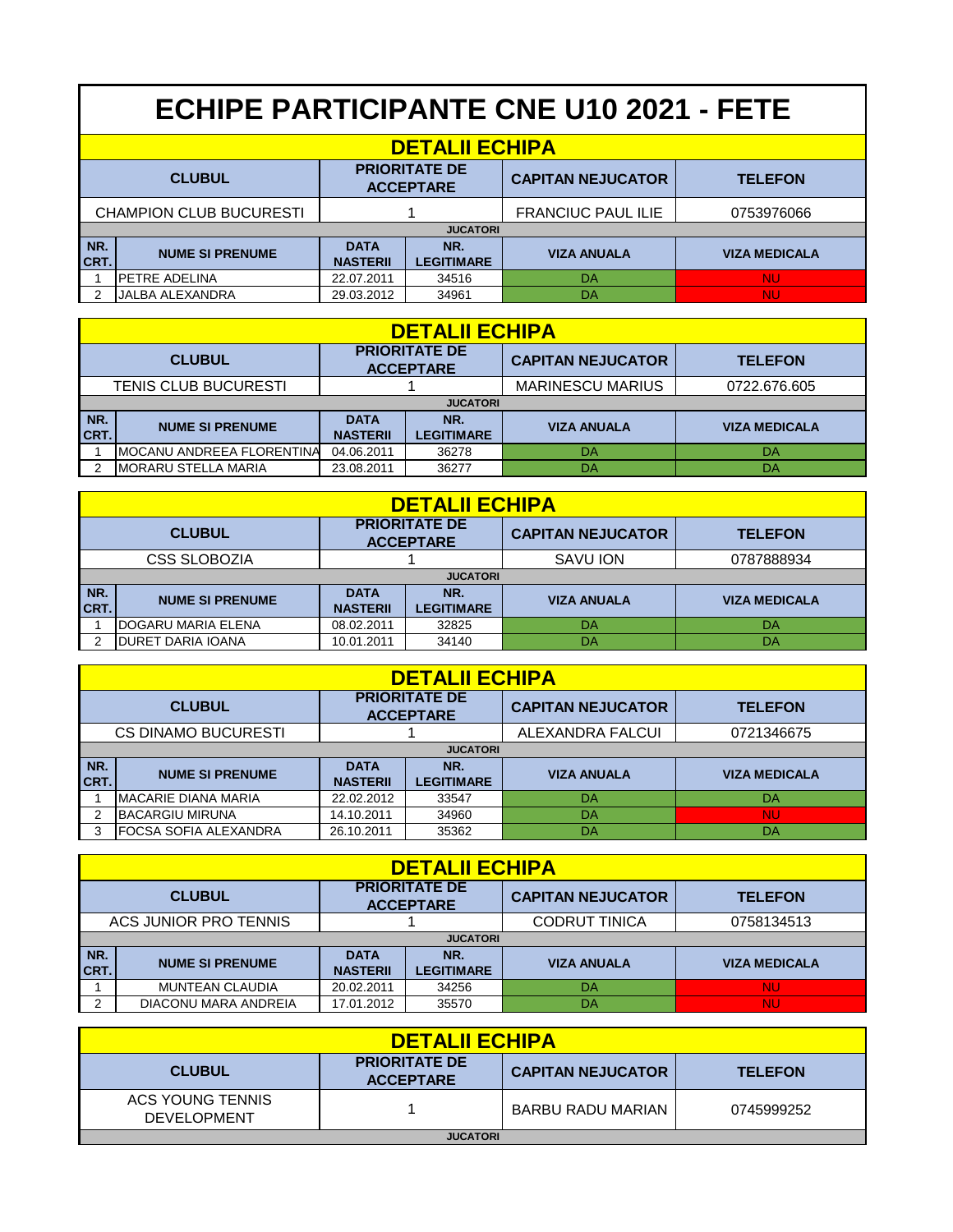# ECHIPE PARTICIPANTE CNE U10 2021 - FETE

## DETALII ECHIPA

| CLUBUL | PRIORITATE DE ACCEPTARE | CAPITAN NEJUCATOR | TELEFON |
|---|---|---|---|
| CHAMPION CLUB BUCURESTI | 1 | FRANCIUC PAUL ILIE | 0753976066 |

**JUCATORI**

| NR. CRT. | NUME SI PRENUME | DATA NASTERII | NR. LEGITIMARE | VIZA ANUALA | VIZA MEDICALA |
|---|---|---|---|---|---|
| 1 | PETRE ADELINA | 22.07.2011 | 34516 | DA | NU |
| 2 | JALBA ALEXANDRA | 29.03.2012 | 34961 | DA | NU |

## DETALII ECHIPA

| CLUBUL | PRIORITATE DE ACCEPTARE | CAPITAN NEJUCATOR | TELEFON |
|---|---|---|---|
| TENIS CLUB BUCURESTI | 1 | MARINESCU MARIUS | 0722.676.605 |

**JUCATORI**

| NR. CRT. | NUME SI PRENUME | DATA NASTERII | NR. LEGITIMARE | VIZA ANUALA | VIZA MEDICALA |
|---|---|---|---|---|---|
| 1 | MOCANU ANDREEA FLORENTINA | 04.06.2011 | 36278 | DA | DA |
| 2 | MORARU STELLA MARIA | 23.08.2011 | 36277 | DA | DA |

## DETALII ECHIPA

| CLUBUL | PRIORITATE DE ACCEPTARE | CAPITAN NEJUCATOR | TELEFON |
|---|---|---|---|
| CSS SLOBOZIA | 1 | SAVU ION | 0787888934 |

**JUCATORI**

| NR. CRT. | NUME SI PRENUME | DATA NASTERII | NR. LEGITIMARE | VIZA ANUALA | VIZA MEDICALA |
|---|---|---|---|---|---|
| 1 | DOGARU MARIA ELENA | 08.02.2011 | 32825 | DA | DA |
| 2 | DURET DARIA IOANA | 10.01.2011 | 34140 | DA | DA |

## DETALII ECHIPA

| CLUBUL | PRIORITATE DE ACCEPTARE | CAPITAN NEJUCATOR | TELEFON |
|---|---|---|---|
| CS DINAMO BUCURESTI | 1 | ALEXANDRA FALCUI | 0721346675 |

**JUCATORI**

| NR. CRT. | NUME SI PRENUME | DATA NASTERII | NR. LEGITIMARE | VIZA ANUALA | VIZA MEDICALA |
|---|---|---|---|---|---|
| 1 | MACARIE DIANA MARIA | 22.02.2012 | 33547 | DA | DA |
| 2 | BACARGIU MIRUNA | 14.10.2011 | 34960 | DA | NU |
| 3 | FOCSA SOFIA ALEXANDRA | 26.10.2011 | 35362 | DA | DA |

## DETALII ECHIPA

| CLUBUL | PRIORITATE DE ACCEPTARE | CAPITAN NEJUCATOR | TELEFON |
|---|---|---|---|
| ACS JUNIOR PRO TENNIS | 1 | CODRUT TINICA | 0758134513 |

**JUCATORI**

| NR. CRT. | NUME SI PRENUME | DATA NASTERII | NR. LEGITIMARE | VIZA ANUALA | VIZA MEDICALA |
|---|---|---|---|---|---|
| 1 | MUNTEAN CLAUDIA | 20.02.2011 | 34256 | DA | NU |
| 2 | DIACONU MARA ANDREIA | 17.01.2012 | 35570 | DA | NU |

## DETALII ECHIPA

| CLUBUL | PRIORITATE DE ACCEPTARE | CAPITAN NEJUCATOR | TELEFON |
|---|---|---|---|
| ACS YOUNG TENNIS DEVELOPMENT | 1 | BARBU RADU MARIAN | 0745999252 |

**JUCATORI**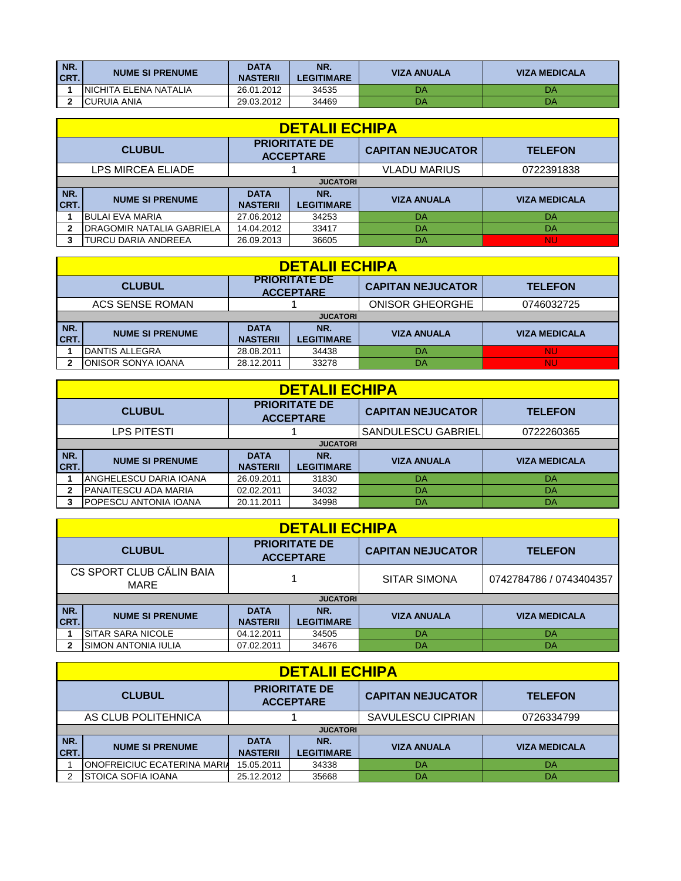| NR. CRT. | NUME SI PRENUME | DATA NASTERII | NR. LEGITIMARE | VIZA ANUALA | VIZA MEDICALA |
|---|---|---|---|---|---|
| 1 | NICHITA ELENA NATALIA | 26.01.2012 | 34535 | DA | DA |
| 2 | CURUIA ANIA | 29.03.2012 | 34469 | DA | DA |

## DETALII ECHIPA

| CLUBUL | PRIORITATE DE ACCEPTARE | CAPITAN NEJUCATOR | TELEFON |
|---|---|---|---|
| LPS MIRCEA ELIADE | 1 | VLADU MARIUS | 0722391838 |

**JUCATORI**

| NR. CRT. | NUME SI PRENUME | DATA NASTERII | NR. LEGITIMARE | VIZA ANUALA | VIZA MEDICALA |
|---|---|---|---|---|---|
| 1 | BULAI EVA MARIA | 27.06.2012 | 34253 | DA | DA |
| 2 | DRAGOMIR NATALIA GABRIELA | 14.04.2012 | 33417 | DA | DA |
| 3 | TURCU DARIA ANDREEA | 26.09.2013 | 36605 | DA | NU |

## DETALII ECHIPA

| CLUBUL | PRIORITATE DE ACCEPTARE | CAPITAN NEJUCATOR | TELEFON |
|---|---|---|---|
| ACS SENSE ROMAN | 1 | ONISOR GHEORGHE | 0746032725 |

**JUCATORI**

| NR. CRT. | NUME SI PRENUME | DATA NASTERII | NR. LEGITIMARE | VIZA ANUALA | VIZA MEDICALA |
|---|---|---|---|---|---|
| 1 | DANTIS ALLEGRA | 28.08.2011 | 34438 | DA | NU |
| 2 | ONISOR SONYA IOANA | 28.12.2011 | 33278 | DA | NU |

## DETALII ECHIPA

| CLUBUL | PRIORITATE DE ACCEPTARE | CAPITAN NEJUCATOR | TELEFON |
|---|---|---|---|
| LPS PITESTI | 1 | SANDULESCU GABRIEL | 0722260365 |

**JUCATORI**

| NR. CRT. | NUME SI PRENUME | DATA NASTERII | NR. LEGITIMARE | VIZA ANUALA | VIZA MEDICALA |
|---|---|---|---|---|---|
| 1 | ANGHELESCU DARIA IOANA | 26.09.2011 | 31830 | DA | DA |
| 2 | PANAITESCU ADA MARIA | 02.02.2011 | 34032 | DA | DA |
| 3 | POPESCU ANTONIA IOANA | 20.11.2011 | 34998 | DA | DA |

## DETALII ECHIPA

| CLUBUL | PRIORITATE DE ACCEPTARE | CAPITAN NEJUCATOR | TELEFON |
|---|---|---|---|
| CS SPORT CLUB CĂLIN BAIA MARE | 1 | SITAR SIMONA | 0742784786 / 0743404357 |

**JUCATORI**

| NR. CRT. | NUME SI PRENUME | DATA NASTERII | NR. LEGITIMARE | VIZA ANUALA | VIZA MEDICALA |
|---|---|---|---|---|---|
| 1 | SITAR SARA NICOLE | 04.12.2011 | 34505 | DA | DA |
| 2 | SIMON ANTONIA IULIA | 07.02.2011 | 34676 | DA | DA |

## DETALII ECHIPA

| CLUBUL | PRIORITATE DE ACCEPTARE | CAPITAN NEJUCATOR | TELEFON |
|---|---|---|---|
| AS CLUB POLITEHNICA | 1 | SAVULESCU CIPRIAN | 0726334799 |

**JUCATORI**

| NR. CRT. | NUME SI PRENUME | DATA NASTERII | NR. LEGITIMARE | VIZA ANUALA | VIZA MEDICALA |
|---|---|---|---|---|---|
| 1 | ONOFREICIUC ECATERINA MARIA | 15.05.2011 | 34338 | DA | DA |
| 2 | STOICA SOFIA IOANA | 25.12.2012 | 35668 | DA | DA |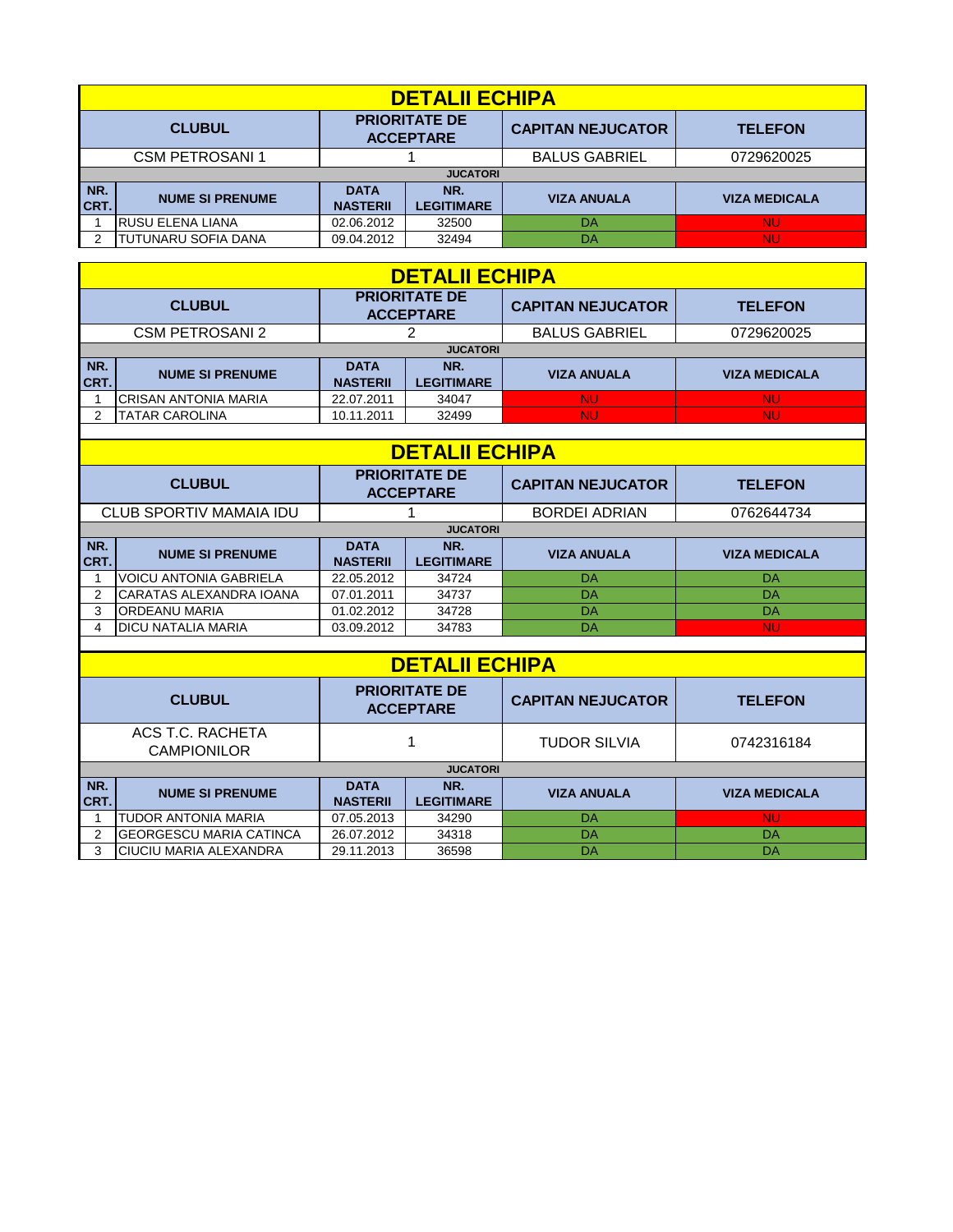## DETALII ECHIPA

| CLUBUL | PRIORITATE DE ACCEPTARE | CAPITAN NEJUCATOR | TELEFON |
|---|---|---|---|
| CSM PETROSANI 1 | 1 | BALUS GABRIEL | 0729620025 |

**JUCATORI**

| NR. CRT. | NUME SI PRENUME | DATA NASTERII | NR. LEGITIMARE | VIZA ANUALA | VIZA MEDICALA |
|---|---|---|---|---|---|
| 1 | RUSU ELENA LIANA | 02.06.2012 | 32500 | DA | NU |
| 2 | TUTUNARU SOFIA DANA | 09.04.2012 | 32494 | DA | NU |

## DETALII ECHIPA

| CLUBUL | PRIORITATE DE ACCEPTARE | CAPITAN NEJUCATOR | TELEFON |
|---|---|---|---|
| CSM PETROSANI 2 | 2 | BALUS GABRIEL | 0729620025 |

**JUCATORI**

| NR. CRT. | NUME SI PRENUME | DATA NASTERII | NR. LEGITIMARE | VIZA ANUALA | VIZA MEDICALA |
|---|---|---|---|---|---|
| 1 | CRISAN ANTONIA MARIA | 22.07.2011 | 34047 | NU | NU |
| 2 | TATAR CAROLINA | 10.11.2011 | 32499 | NU | NU |

## DETALII ECHIPA

| CLUBUL | PRIORITATE DE ACCEPTARE | CAPITAN NEJUCATOR | TELEFON |
|---|---|---|---|
| CLUB SPORTIV MAMAIA IDU | 1 | BORDEI ADRIAN | 0762644734 |

**JUCATORI**

| NR. CRT. | NUME SI PRENUME | DATA NASTERII | NR. LEGITIMARE | VIZA ANUALA | VIZA MEDICALA |
|---|---|---|---|---|---|
| 1 | VOICU ANTONIA GABRIELA | 22.05.2012 | 34724 | DA | DA |
| 2 | CARATAS ALEXANDRA IOANA | 07.01.2011 | 34737 | DA | DA |
| 3 | ORDEANU MARIA | 01.02.2012 | 34728 | DA | DA |
| 4 | DICU NATALIA MARIA | 03.09.2012 | 34783 | DA | NU |

## DETALII ECHIPA

| CLUBUL | PRIORITATE DE ACCEPTARE | CAPITAN NEJUCATOR | TELEFON |
|---|---|---|---|
| ACS T.C. RACHETA CAMPIONILOR | 1 | TUDOR SILVIA | 0742316184 |

**JUCATORI**

| NR. CRT. | NUME SI PRENUME | DATA NASTERII | NR. LEGITIMARE | VIZA ANUALA | VIZA MEDICALA |
|---|---|---|---|---|---|
| 1 | TUDOR ANTONIA MARIA | 07.05.2013 | 34290 | DA | NU |
| 2 | GEORGESCU MARIA CATINCA | 26.07.2012 | 34318 | DA | DA |
| 3 | CIUCIU MARIA ALEXANDRA | 29.11.2013 | 36598 | DA | DA |